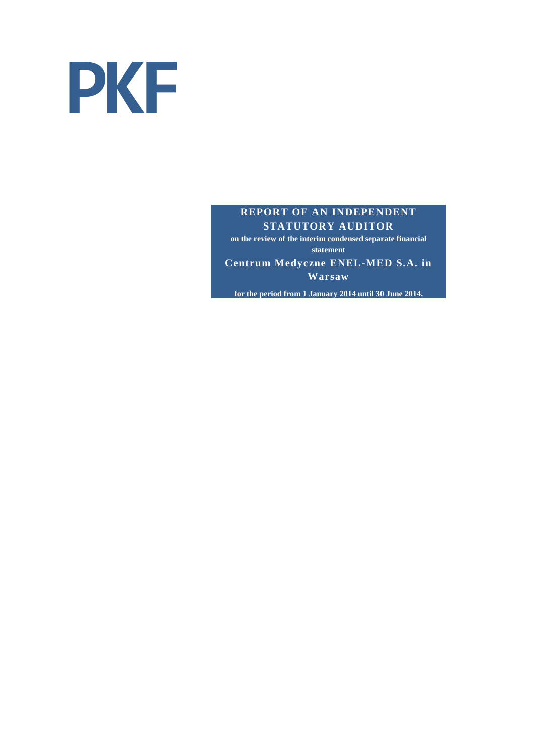PKF

# REPORT OF AN INDEPENDENT STATUTORY AUDITOR

**on the review of the interim condensed separate financial statement**

**Centrum Medyczne ENEL-MED S.A. in Warsaw**

**for the period from 1 January 2014 until 30 June 2014.**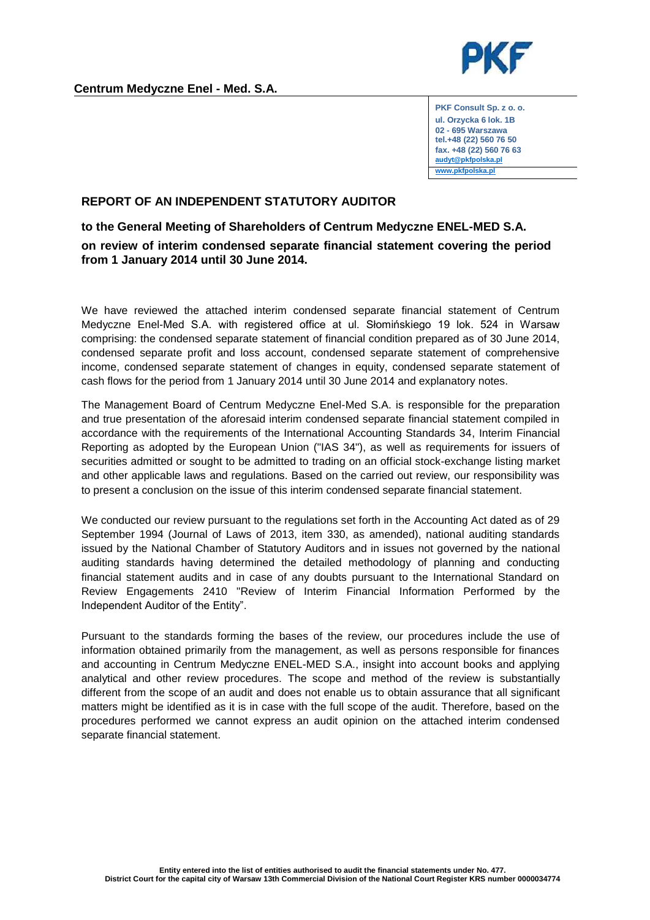**Centrum Medyczne Enel - Med. S.A.**

**PKF Consult Sp. z o. o.**
**ul. Orzycka 6 lok. 1B**
**02 - 695 Warszawa**
**tel.+48 (22) 560 76 50**
**fax. +48 (22) 560 76 63**
**audyt@pkfpolska.pl**
**www.pkfpolska.pl**

## REPORT OF AN INDEPENDENT STATUTORY AUDITOR

### to the General Meeting of Shareholders of Centrum Medyczne ENEL-MED S.A.

### on review of interim condensed separate financial statement covering the period from 1 January 2014 until 30 June 2014.

We have reviewed the attached interim condensed separate financial statement of Centrum Medyczne Enel-Med S.A. with registered office at ul. Słomińskiego 19 lok. 524 in Warsaw comprising: the condensed separate statement of financial condition prepared as of 30 June 2014, condensed separate profit and loss account, condensed separate statement of comprehensive income, condensed separate statement of changes in equity, condensed separate statement of cash flows for the period from 1 January 2014 until 30 June 2014 and explanatory notes.

The Management Board of Centrum Medyczne Enel-Med S.A. is responsible for the preparation and true presentation of the aforesaid interim condensed separate financial statement compiled in accordance with the requirements of the International Accounting Standards 34, Interim Financial Reporting as adopted by the European Union ("IAS 34"), as well as requirements for issuers of securities admitted or sought to be admitted to trading on an official stock-exchange listing market and other applicable laws and regulations. Based on the carried out review, our responsibility was to present a conclusion on the issue of this interim condensed separate financial statement.

We conducted our review pursuant to the regulations set forth in the Accounting Act dated as of 29 September 1994 (Journal of Laws of 2013, item 330, as amended), national auditing standards issued by the National Chamber of Statutory Auditors and in issues not governed by the national auditing standards having determined the detailed methodology of planning and conducting financial statement audits and in case of any doubts pursuant to the International Standard on Review Engagements 2410 "Review of Interim Financial Information Performed by the Independent Auditor of the Entity".

Pursuant to the standards forming the bases of the review, our procedures include the use of information obtained primarily from the management, as well as persons responsible for finances and accounting in Centrum Medyczne ENEL-MED S.A., insight into account books and applying analytical and other review procedures. The scope and method of the review is substantially different from the scope of an audit and does not enable us to obtain assurance that all significant matters might be identified as it is in case with the full scope of the audit. Therefore, based on the procedures performed we cannot express an audit opinion on the attached interim condensed separate financial statement.

**Entity entered into the list of entities authorised to audit the financial statements under No. 477.**
**District Court for the capital city of Warsaw 13th Commercial Division of the National Court Register KRS number 0000034774**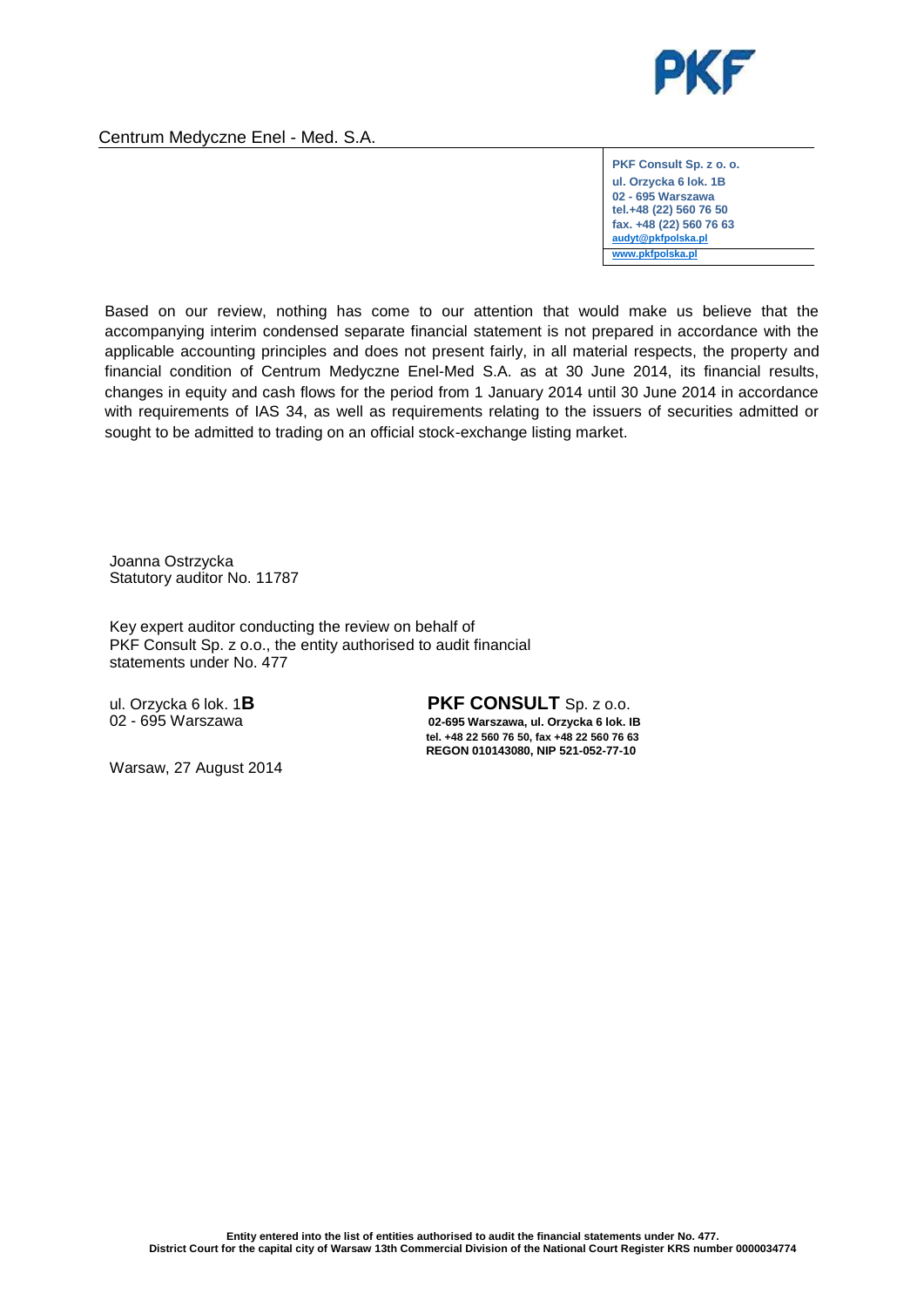Centrum Medyczne Enel - Med. S.A.

**PKF Consult Sp. z o. o.**
**ul. Orzycka 6 lok. 1B**
**02 - 695 Warszawa**
**tel.+48 (22) 560 76 50**
**fax. +48 (22) 560 76 63**
**audyt@pkfpolska.pl**
**www.pkfpolska.pl**

Based on our review, nothing has come to our attention that would make us believe that the accompanying interim condensed separate financial statement is not prepared in accordance with the applicable accounting principles and does not present fairly, in all material respects, the property and financial condition of Centrum Medyczne Enel-Med S.A. as at 30 June 2014, its financial results, changes in equity and cash flows for the period from 1 January 2014 until 30 June 2014 in accordance with requirements of IAS 34, as well as requirements relating to the issuers of securities admitted or sought to be admitted to trading on an official stock-exchange listing market.

Joanna Ostrzycka
Statutory auditor No. 11787

Key expert auditor conducting the review on behalf of
PKF Consult Sp. z o.o., the entity authorised to audit financial statements under No. 477

ul. Orzycka 6 lok. 1B
02 - 695 Warszawa

**PKF CONSULT** Sp. z o.o.
**02-695 Warszawa, ul. Orzycka 6 lok. IB**
**tel. +48 22 560 76 50, fax +48 22 560 76 63**
**REGON 010143080, NIP 521-052-77-10**

Warsaw, 27 August 2014

**Entity entered into the list of entities authorised to audit the financial statements under No. 477.**
**District Court for the capital city of Warsaw 13th Commercial Division of the National Court Register KRS number 0000034774**